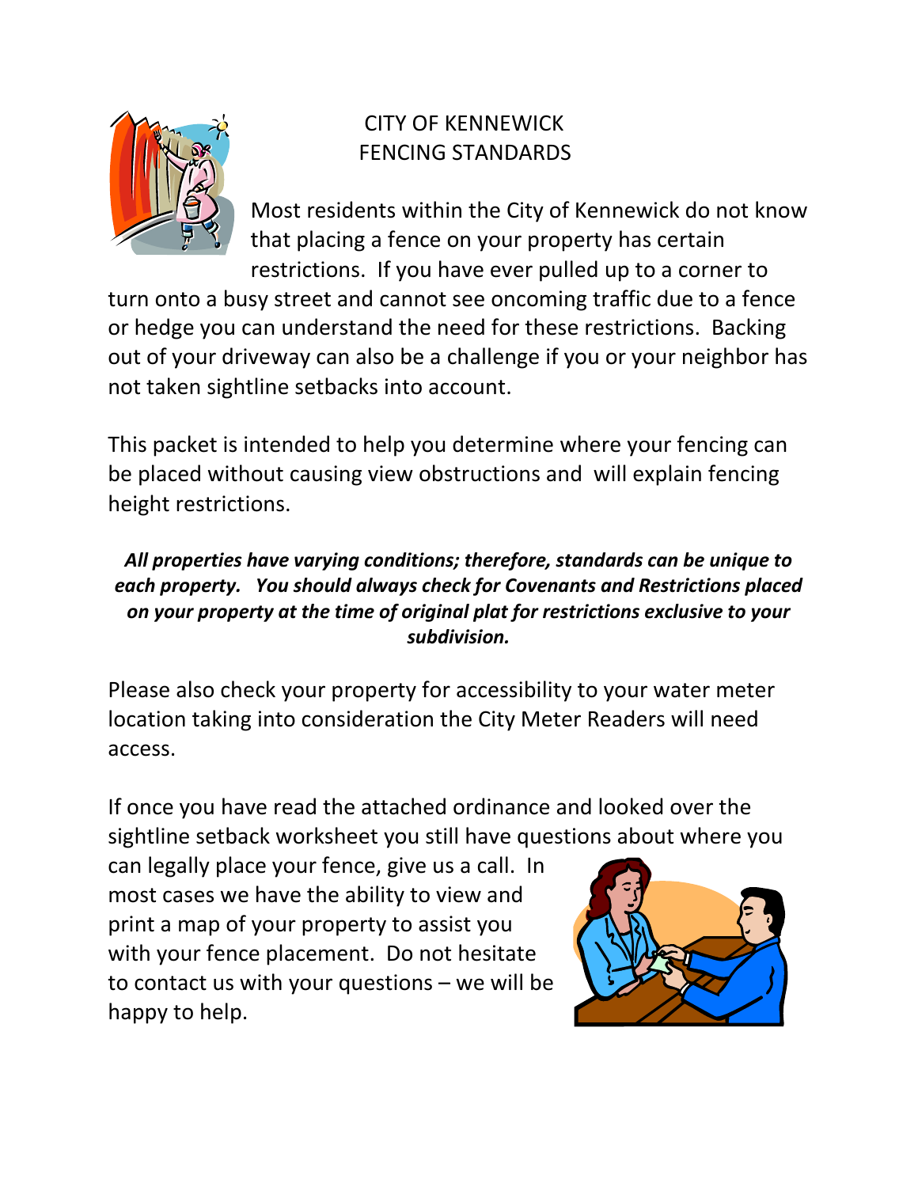# CITY OF KENNEWICK
# FENCING STANDARDS

Most residents within the City of Kennewick do not know that placing a fence on your property has certain restrictions. If you have ever pulled up to a corner to turn onto a busy street and cannot see oncoming traffic due to a fence or hedge you can understand the need for these restrictions. Backing out of your driveway can also be a challenge if you or your neighbor has not taken sightline setbacks into account.

This packet is intended to help you determine where your fencing can be placed without causing view obstructions and will explain fencing height restrictions.

***All properties have varying conditions; therefore, standards can be unique to each property. You should always check for Covenants and Restrictions placed on your property at the time of original plat for restrictions exclusive to your subdivision.***

Please also check your property for accessibility to your water meter location taking into consideration the City Meter Readers will need access.

If once you have read the attached ordinance and looked over the sightline setback worksheet you still have questions about where you can legally place your fence, give us a call. In most cases we have the ability to view and print a map of your property to assist you with your fence placement. Do not hesitate to contact us with your questions – we will be happy to help.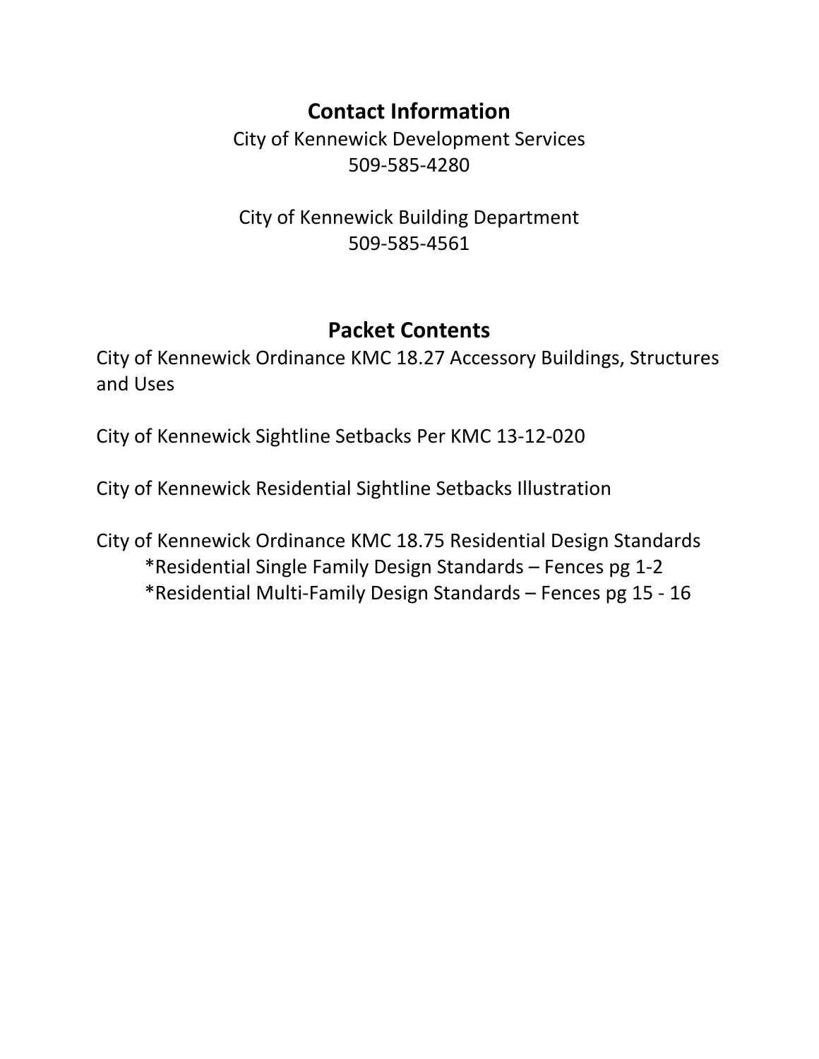## Contact Information

City of Kennewick Development Services
509-585-4280

City of Kennewick Building Department
509-585-4561

## Packet Contents

City of Kennewick Ordinance KMC 18.27 Accessory Buildings, Structures and Uses

City of Kennewick Sightline Setbacks Per KMC 13-12-020

City of Kennewick Residential Sightline Setbacks Illustration

City of Kennewick Ordinance KMC 18.75 Residential Design Standards

- *Residential Single Family Design Standards – Fences pg 1-2
- *Residential Multi-Family Design Standards – Fences pg 15 - 16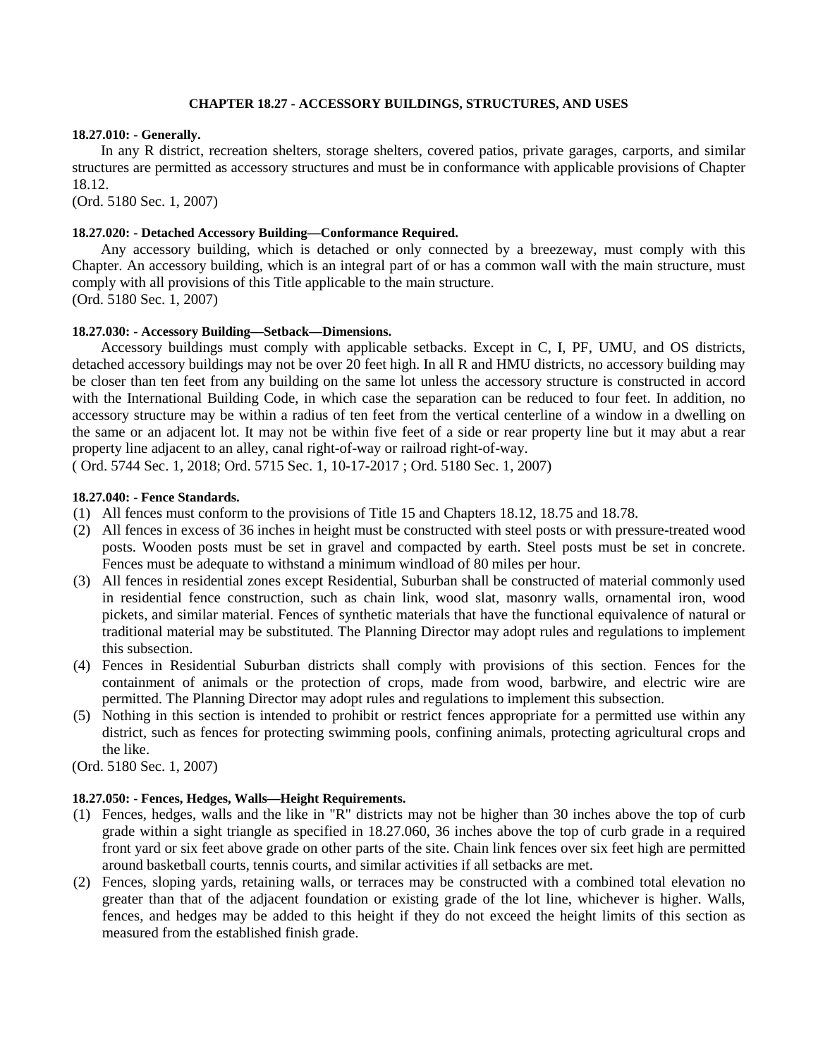# CHAPTER 18.27 - ACCESSORY BUILDINGS, STRUCTURES, AND USES

### 18.27.010: - Generally.

In any R district, recreation shelters, storage shelters, covered patios, private garages, carports, and similar structures are permitted as accessory structures and must be in conformance with applicable provisions of Chapter 18.12.

(Ord. 5180 Sec. 1, 2007)

### 18.27.020: - Detached Accessory Building—Conformance Required.

Any accessory building, which is detached or only connected by a breezeway, must comply with this Chapter. An accessory building, which is an integral part of or has a common wall with the main structure, must comply with all provisions of this Title applicable to the main structure.

(Ord. 5180 Sec. 1, 2007)

### 18.27.030: - Accessory Building—Setback—Dimensions.

Accessory buildings must comply with applicable setbacks. Except in C, I, PF, UMU, and OS districts, detached accessory buildings may not be over 20 feet high. In all R and HMU districts, no accessory building may be closer than ten feet from any building on the same lot unless the accessory structure is constructed in accord with the International Building Code, in which case the separation can be reduced to four feet. In addition, no accessory structure may be within a radius of ten feet from the vertical centerline of a window in a dwelling on the same or an adjacent lot. It may not be within five feet of a side or rear property line but it may abut a rear property line adjacent to an alley, canal right-of-way or railroad right-of-way.

( Ord. 5744 Sec. 1, 2018; Ord. 5715 Sec. 1, 10-17-2017 ; Ord. 5180 Sec. 1, 2007)

### 18.27.040: - Fence Standards.

(1) All fences must conform to the provisions of Title 15 and Chapters 18.12, 18.75 and 18.78.

(2) All fences in excess of 36 inches in height must be constructed with steel posts or with pressure-treated wood posts. Wooden posts must be set in gravel and compacted by earth. Steel posts must be set in concrete. Fences must be adequate to withstand a minimum windload of 80 miles per hour.

(3) All fences in residential zones except Residential, Suburban shall be constructed of material commonly used in residential fence construction, such as chain link, wood slat, masonry walls, ornamental iron, wood pickets, and similar material. Fences of synthetic materials that have the functional equivalence of natural or traditional material may be substituted. The Planning Director may adopt rules and regulations to implement this subsection.

(4) Fences in Residential Suburban districts shall comply with provisions of this section. Fences for the containment of animals or the protection of crops, made from wood, barbwire, and electric wire are permitted. The Planning Director may adopt rules and regulations to implement this subsection.

(5) Nothing in this section is intended to prohibit or restrict fences appropriate for a permitted use within any district, such as fences for protecting swimming pools, confining animals, protecting agricultural crops and the like.

(Ord. 5180 Sec. 1, 2007)

### 18.27.050: - Fences, Hedges, Walls—Height Requirements.

(1) Fences, hedges, walls and the like in "R" districts may not be higher than 30 inches above the top of curb grade within a sight triangle as specified in 18.27.060, 36 inches above the top of curb grade in a required front yard or six feet above grade on other parts of the site. Chain link fences over six feet high are permitted around basketball courts, tennis courts, and similar activities if all setbacks are met.

(2) Fences, sloping yards, retaining walls, or terraces may be constructed with a combined total elevation no greater than that of the adjacent foundation or existing grade of the lot line, whichever is higher. Walls, fences, and hedges may be added to this height if they do not exceed the height limits of this section as measured from the established finish grade.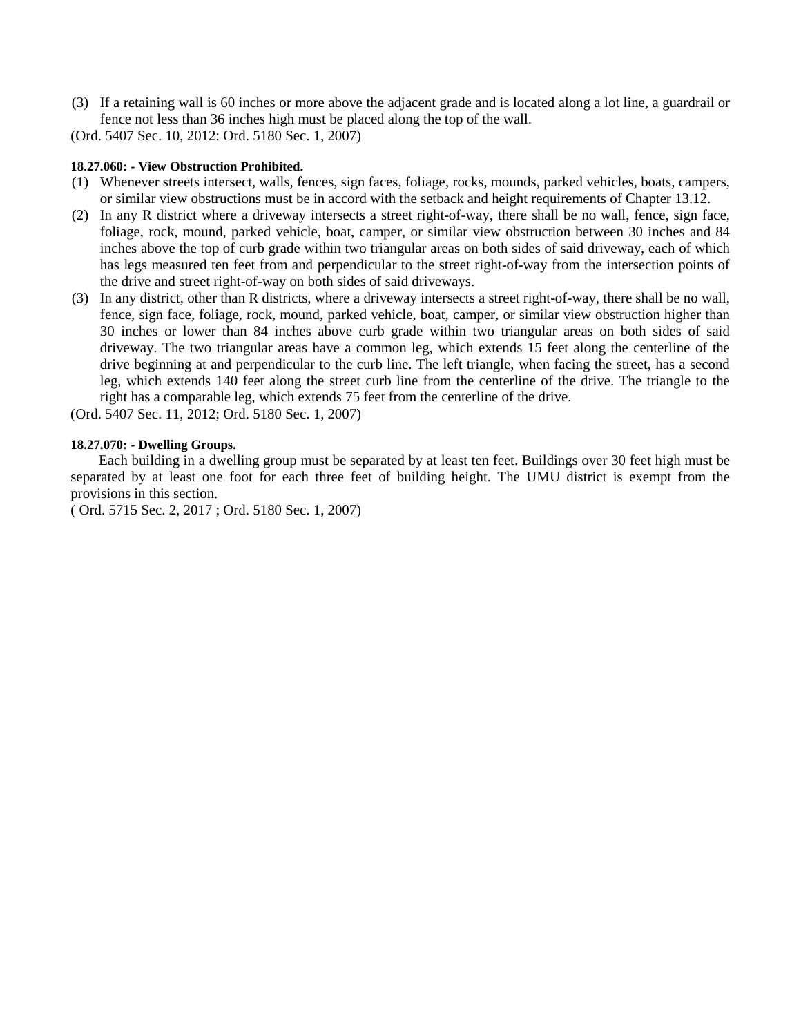(3) If a retaining wall is 60 inches or more above the adjacent grade and is located along a lot line, a guardrail or fence not less than 36 inches high must be placed along the top of the wall.

(Ord. 5407 Sec. 10, 2012: Ord. 5180 Sec. 1, 2007)

**18.27.060: - View Obstruction Prohibited.**

(1) Whenever streets intersect, walls, fences, sign faces, foliage, rocks, mounds, parked vehicles, boats, campers, or similar view obstructions must be in accord with the setback and height requirements of Chapter 13.12.

(2) In any R district where a driveway intersects a street right-of-way, there shall be no wall, fence, sign face, foliage, rock, mound, parked vehicle, boat, camper, or similar view obstruction between 30 inches and 84 inches above the top of curb grade within two triangular areas on both sides of said driveway, each of which has legs measured ten feet from and perpendicular to the street right-of-way from the intersection points of the drive and street right-of-way on both sides of said driveways.

(3) In any district, other than R districts, where a driveway intersects a street right-of-way, there shall be no wall, fence, sign face, foliage, rock, mound, parked vehicle, boat, camper, or similar view obstruction higher than 30 inches or lower than 84 inches above curb grade within two triangular areas on both sides of said driveway. The two triangular areas have a common leg, which extends 15 feet along the centerline of the drive beginning at and perpendicular to the curb line. The left triangle, when facing the street, has a second leg, which extends 140 feet along the street curb line from the centerline of the drive. The triangle to the right has a comparable leg, which extends 75 feet from the centerline of the drive.

(Ord. 5407 Sec. 11, 2012; Ord. 5180 Sec. 1, 2007)

**18.27.070: - Dwelling Groups.**

Each building in a dwelling group must be separated by at least ten feet. Buildings over 30 feet high must be separated by at least one foot for each three feet of building height. The UMU district is exempt from the provisions in this section.

( Ord. 5715 Sec. 2, 2017 ; Ord. 5180 Sec. 1, 2007)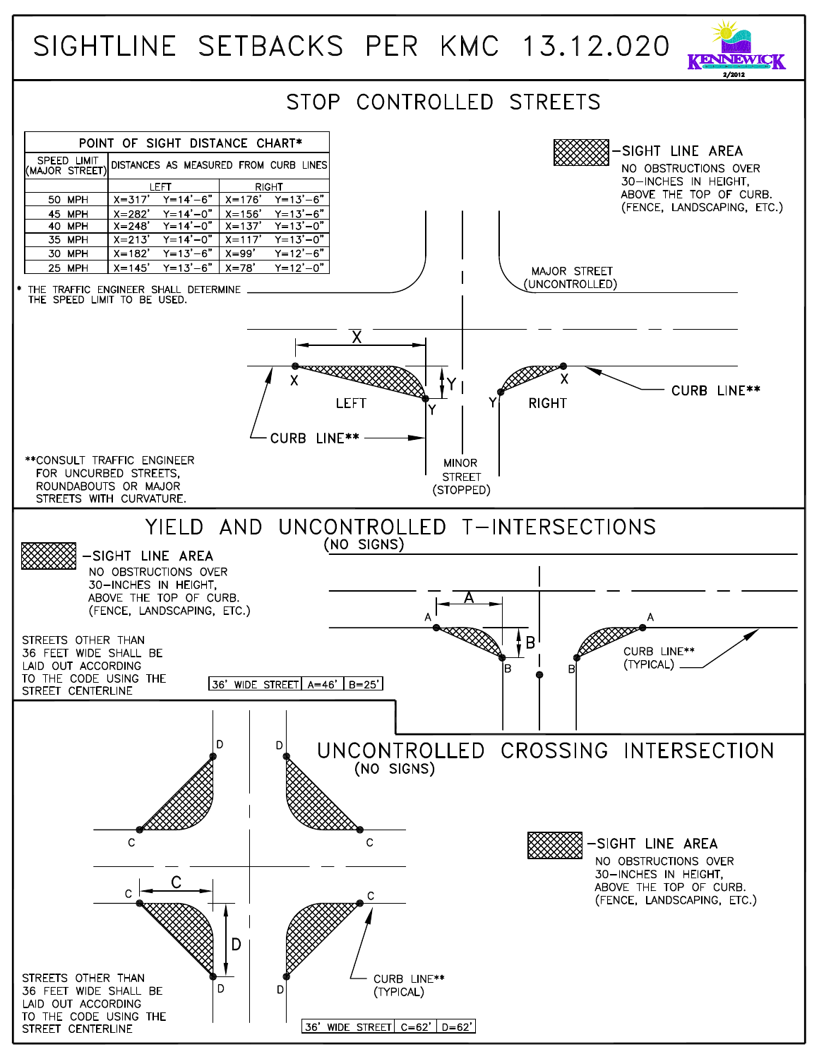# SIGHTLINE SETBACKS PER KMC 13.12.020

KENNEWICK 2/2012

## STOP CONTROLLED STREETS

| POINT OF SIGHT DISTANCE CHART* | | | | |
|---|---|---|---|---|
| SPEED LIMIT (MAJOR STREET) | DISTANCES AS MEASURED FROM CURB LINES | | | |
| | LEFT | | RIGHT | |
| 50 MPH | X=317' | Y=14'-6" | X=176' | Y=13'-6" |
| 45 MPH | X=282' | Y=14'-0" | X=156' | Y=13'-6" |
| 40 MPH | X=248' | Y=14'-0" | X=137' | Y=13'-0" |
| 35 MPH | X=213' | Y=14'-0" | X=117' | Y=13'-0" |
| 30 MPH | X=182' | Y=13'-6" | X=99' | Y=12'-6" |
| 25 MPH | X=145' | Y=13'-6" | X=78' | Y=12'-0" |

\* THE TRAFFIC ENGINEER SHALL DETERMINE THE SPEED LIMIT TO BE USED.

–SIGHT LINE AREA
NO OBSTRUCTIONS OVER 30–INCHES IN HEIGHT, ABOVE THE TOP OF CURB. (FENCE, LANDSCAPING, ETC.)

MAJOR STREET (UNCONTROLLED)

X, Y, LEFT, RIGHT, CURB LINE**

MINOR STREET (STOPPED)

**CONSULT TRAFFIC ENGINEER FOR UNCURBED STREETS, ROUNDABOUTS OR MAJOR STREETS WITH CURVATURE.

## YIELD AND UNCONTROLLED T–INTERSECTIONS
(NO SIGNS)

–SIGHT LINE AREA
NO OBSTRUCTIONS OVER 30–INCHES IN HEIGHT, ABOVE THE TOP OF CURB. (FENCE, LANDSCAPING, ETC.)

STREETS OTHER THAN 36 FEET WIDE SHALL BE LAID OUT ACCORDING TO THE CODE USING THE STREET CENTERLINE

| 36' WIDE STREET | A=46' | B=25' |
|---|---|---|

CURB LINE** (TYPICAL)

## UNCONTROLLED CROSSING INTERSECTION
(NO SIGNS)

–SIGHT LINE AREA
NO OBSTRUCTIONS OVER 30–INCHES IN HEIGHT, ABOVE THE TOP OF CURB. (FENCE, LANDSCAPING, ETC.)

CURB LINE** (TYPICAL)

STREETS OTHER THAN 36 FEET WIDE SHALL BE LAID OUT ACCORDING TO THE CODE USING THE STREET CENTERLINE

| 36' WIDE STREET | C=62' | D=62' |
|---|---|---|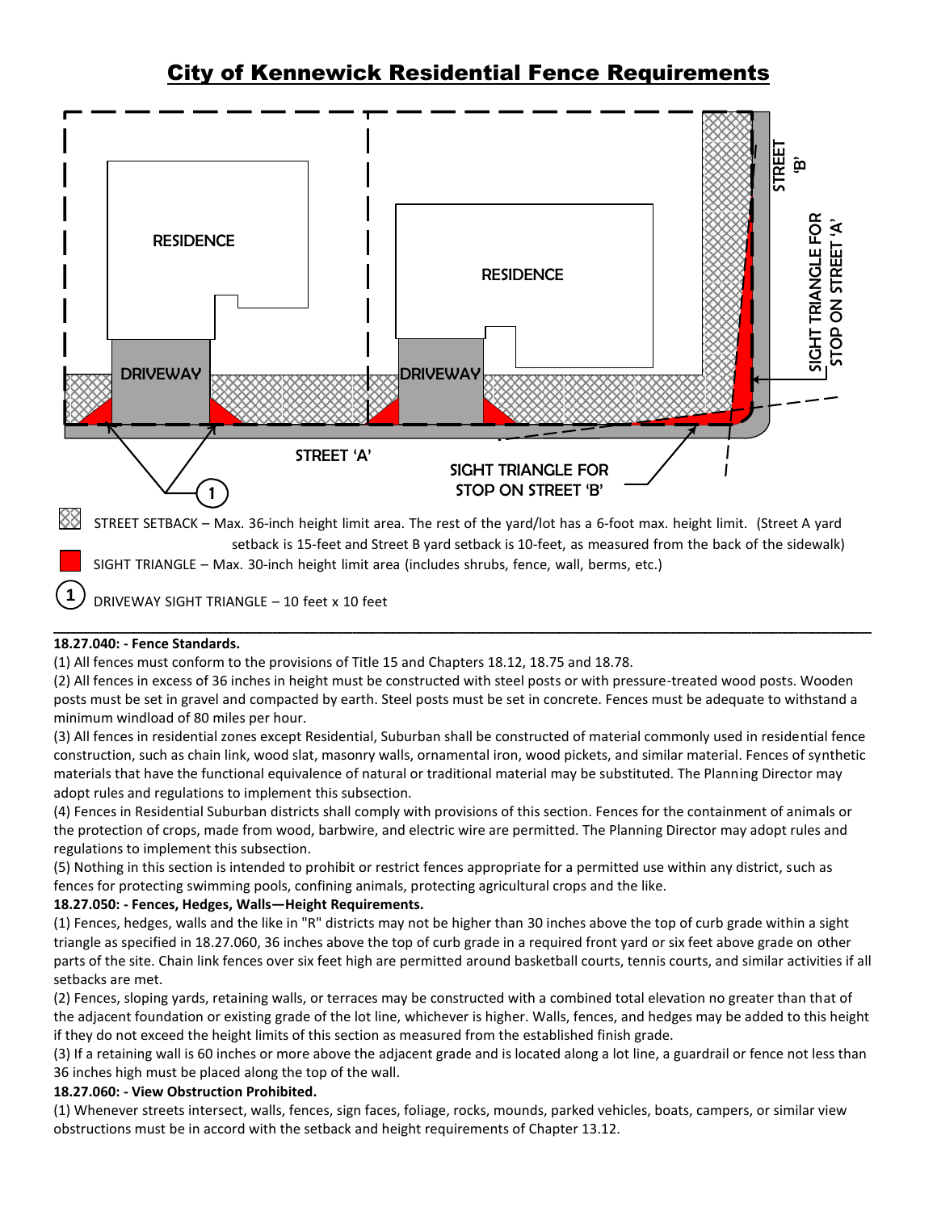# City of Kennewick Residential Fence Requirements

RESIDENCE

RESIDENCE

DRIVEWAY

DRIVEWAY

STREET 'B'

SIGHT TRIANGLE FOR STOP ON STREET 'A'

STREET 'A'

SIGHT TRIANGLE FOR STOP ON STREET 'B'

1

STREET SETBACK – Max. 36-inch height limit area. The rest of the yard/lot has a 6-foot max. height limit. (Street A yard setback is 15-feet and Street B yard setback is 10-feet, as measured from the back of the sidewalk)

SIGHT TRIANGLE – Max. 30-inch height limit area (includes shrubs, fence, wall, berms, etc.)

(1) DRIVEWAY SIGHT TRIANGLE – 10 feet x 10 feet

---

**18.27.040: - Fence Standards.**

(1) All fences must conform to the provisions of Title 15 and Chapters 18.12, 18.75 and 18.78.

(2) All fences in excess of 36 inches in height must be constructed with steel posts or with pressure-treated wood posts. Wooden posts must be set in gravel and compacted by earth. Steel posts must be set in concrete. Fences must be adequate to withstand a minimum windload of 80 miles per hour.

(3) All fences in residential zones except Residential, Suburban shall be constructed of material commonly used in residential fence construction, such as chain link, wood slat, masonry walls, ornamental iron, wood pickets, and similar material. Fences of synthetic materials that have the functional equivalence of natural or traditional material may be substituted. The Planning Director may adopt rules and regulations to implement this subsection.

(4) Fences in Residential Suburban districts shall comply with provisions of this section. Fences for the containment of animals or the protection of crops, made from wood, barbwire, and electric wire are permitted. The Planning Director may adopt rules and regulations to implement this subsection.

(5) Nothing in this section is intended to prohibit or restrict fences appropriate for a permitted use within any district, such as fences for protecting swimming pools, confining animals, protecting agricultural crops and the like.

**18.27.050: - Fences, Hedges, Walls—Height Requirements.**

(1) Fences, hedges, walls and the like in "R" districts may not be higher than 30 inches above the top of curb grade within a sight triangle as specified in 18.27.060, 36 inches above the top of curb grade in a required front yard or six feet above grade on other parts of the site. Chain link fences over six feet high are permitted around basketball courts, tennis courts, and similar activities if all setbacks are met.

(2) Fences, sloping yards, retaining walls, or terraces may be constructed with a combined total elevation no greater than that of the adjacent foundation or existing grade of the lot line, whichever is higher. Walls, fences, and hedges may be added to this height if they do not exceed the height limits of this section as measured from the established finish grade.

(3) If a retaining wall is 60 inches or more above the adjacent grade and is located along a lot line, a guardrail or fence not less than 36 inches high must be placed along the top of the wall.

**18.27.060: - View Obstruction Prohibited.**

(1) Whenever streets intersect, walls, fences, sign faces, foliage, rocks, mounds, parked vehicles, boats, campers, or similar view obstructions must be in accord with the setback and height requirements of Chapter 13.12.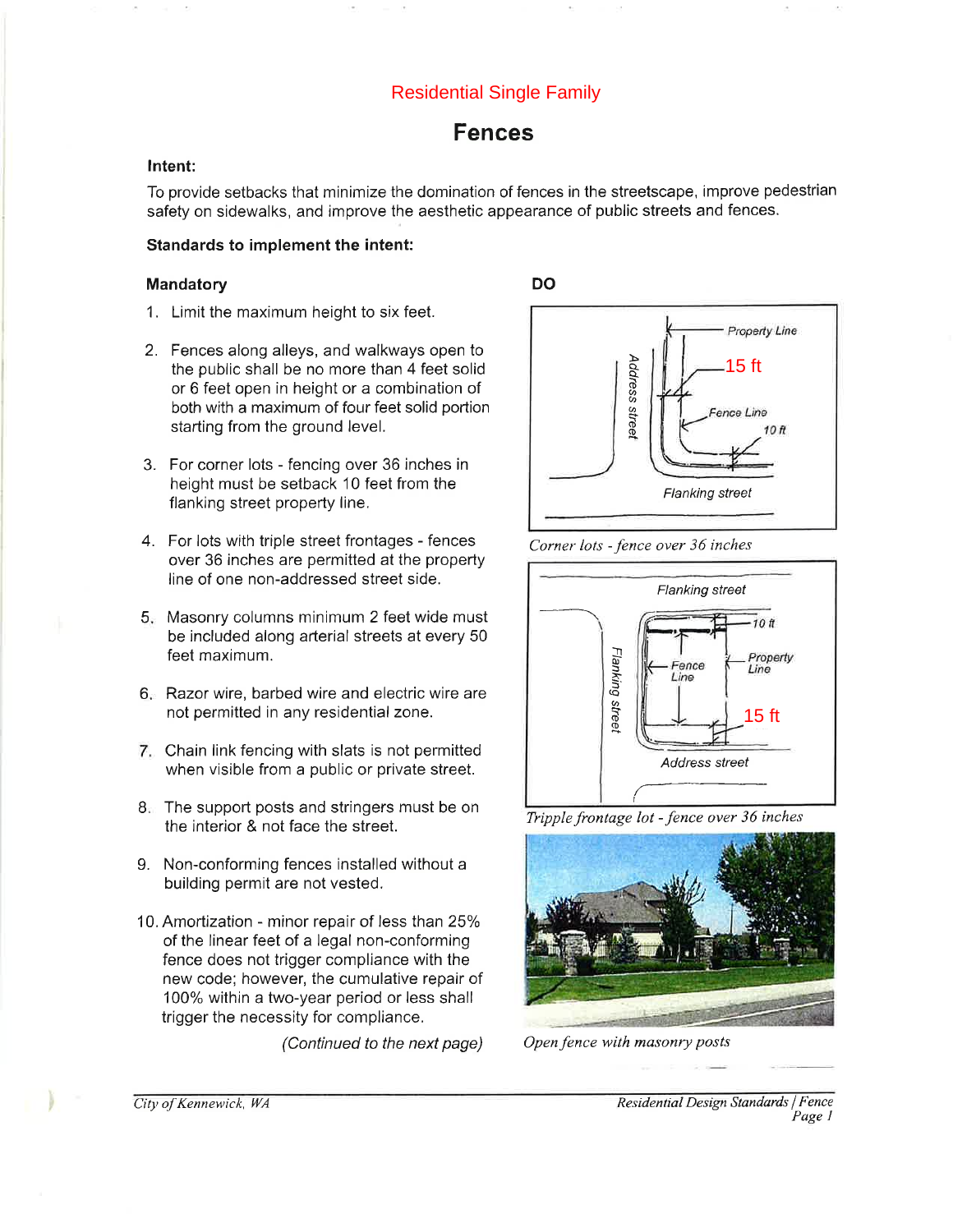Residential Single Family

# Fences

**Intent:**

To provide setbacks that minimize the domination of fences in the streetscape, improve pedestrian safety on sidewalks, and improve the aesthetic appearance of public streets and fences.

**Standards to implement the intent:**

### Mandatory

1. Limit the maximum height to six feet.
2. Fences along alleys, and walkways open to the public shall be no more than 4 feet solid or 6 feet open in height or a combination of both with a maximum of four feet solid portion starting from the ground level.
3. For corner lots - fencing over 36 inches in height must be setback 10 feet from the flanking street property line.
4. For lots with triple street frontages - fences over 36 inches are permitted at the property line of one non-addressed street side.
5. Masonry columns minimum 2 feet wide must be included along arterial streets at every 50 feet maximum.
6. Razor wire, barbed wire and electric wire are not permitted in any residential zone.
7. Chain link fencing with slats is not permitted when visible from a public or private street.
8. The support posts and stringers must be on the interior & not face the street.
9. Non-conforming fences installed without a building permit are not vested.
10. Amortization - minor repair of less than 25% of the linear feet of a legal non-conforming fence does not trigger compliance with the new code; however, the cumulative repair of 100% within a two-year period or less shall trigger the necessity for compliance.

*(Continued to the next page)*

### DO

*Corner lots - fence over 36 inches*

*Tripple frontage lot - fence over 36 inches*

*Open fence with masonry posts*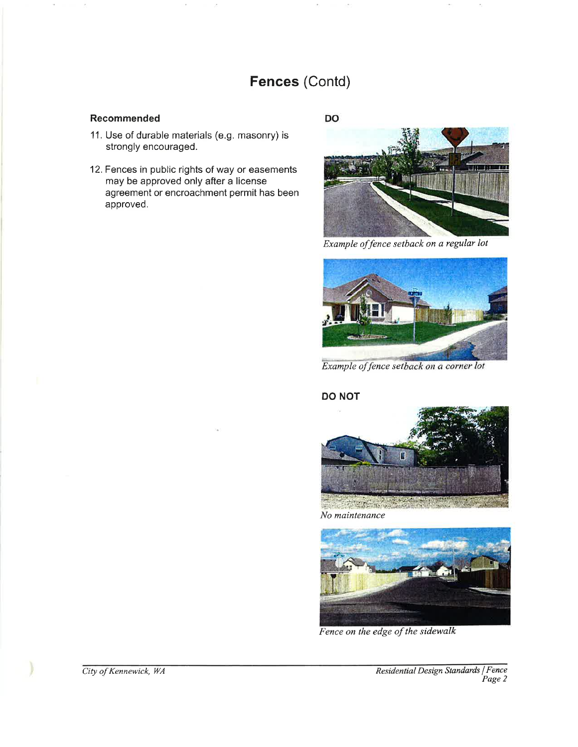# **Fences** (Contd)

### Recommended

11. Use of durable materials (e.g. masonry) is strongly encouraged.

12. Fences in public rights of way or easements may be approved only after a license agreement or encroachment permit has been approved.

### DO

*Example of fence setback on a regular lot*

*Example of fence setback on a corner lot*

### DO NOT

*No maintenance*

*Fence on the edge of the sidewalk*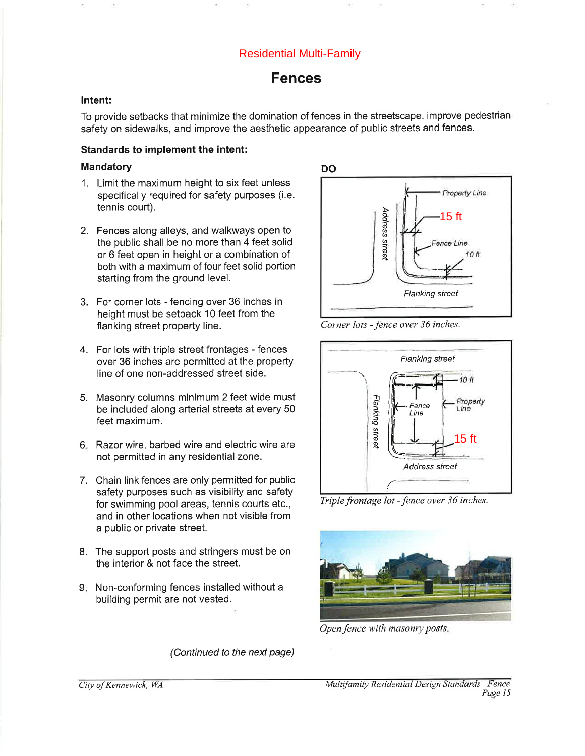Residential Multi-Family

# Fences

### Intent:

To provide setbacks that minimize the domination of fences in the streetscape, improve pedestrian safety on sidewalks, and improve the aesthetic appearance of public streets and fences.

### Standards to implement the intent:

#### Mandatory

1. Limit the maximum height to six feet unless specifically required for safety purposes (i.e. tennis court).
2. Fences along alleys, and walkways open to the public shall be no more than 4 feet solid or 6 feet open in height or a combination of both with a maximum of four feet solid portion starting from the ground level.
3. For corner lots - fencing over 36 inches in height must be setback 10 feet from the flanking street property line.
4. For lots with triple street frontages - fences over 36 inches are permitted at the property line of one non-addressed street side.
5. Masonry columns minimum 2 feet wide must be included along arterial streets at every 50 feet maximum.
6. Razor wire, barbed wire and electric wire are not permitted in any residential zone.
7. Chain link fences are only permitted for public safety purposes such as visibility and safety for swimming pool areas, tennis courts etc., and in other locations when not visible from a public or private street.
8. The support posts and stringers must be on the interior & not face the street.
9. Non-conforming fences installed without a building permit are not vested.

*(Continued to the next page)*

**DO**

*Corner lots - fence over 36 inches.*

*Triple frontage lot - fence over 36 inches.*

*Open fence with masonry posts.*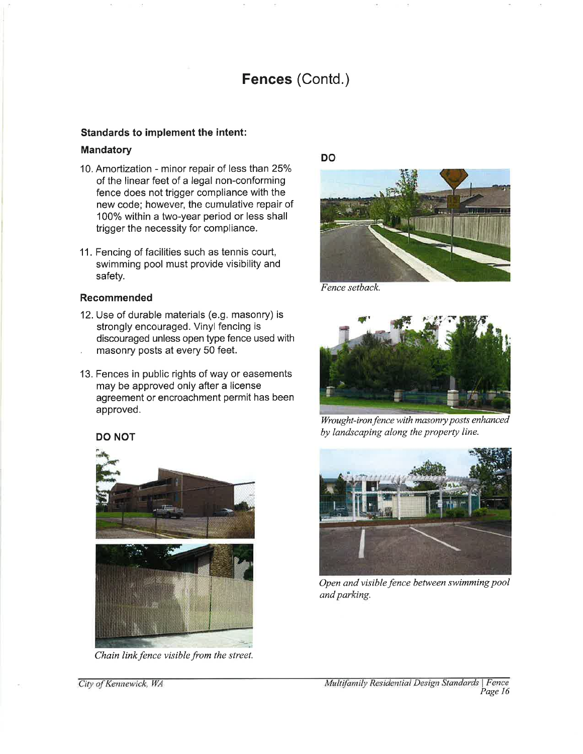# **Fences** (Contd.)

**Standards to implement the intent:**

**Mandatory**

10. Amortization - minor repair of less than 25% of the linear feet of a legal non-conforming fence does not trigger compliance with the new code; however, the cumulative repair of 100% within a two-year period or less shall trigger the necessity for compliance.

11. Fencing of facilities such as tennis court, swimming pool must provide visibility and safety.

**Recommended**

12. Use of durable materials (e.g. masonry) is strongly encouraged. Vinyl fencing is discouraged unless open type fence used with masonry posts at every 50 feet.

13. Fences in public rights of way or easements may be approved only after a license agreement or encroachment permit has been approved.

**DO NOT**

*Chain link fence visible from the street.*

**DO**

*Fence setback.*

*Wrought-iron fence with masonry posts enhanced by landscaping along the property line.*

*Open and visible fence between swimming pool and parking.*